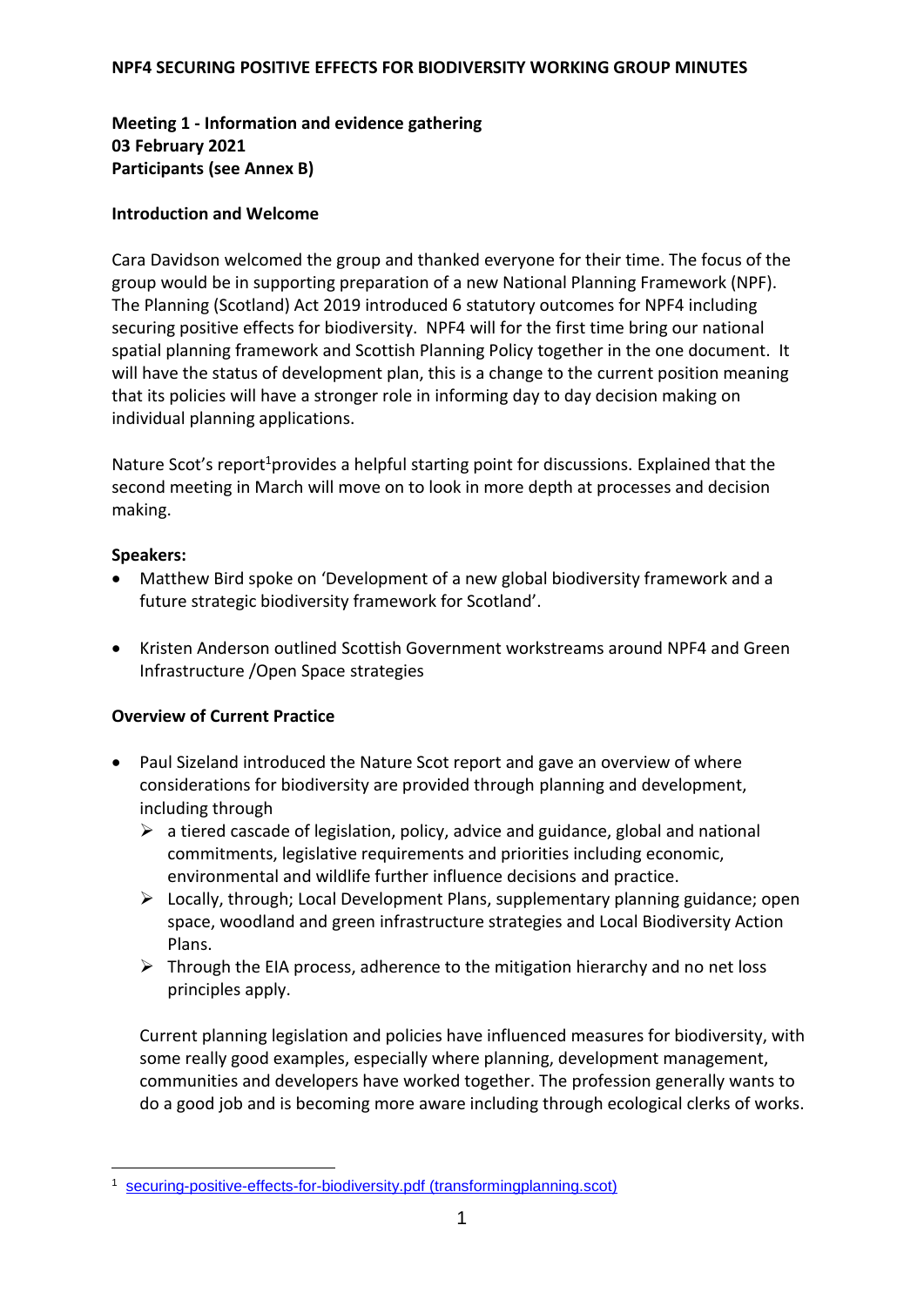# NPF4 SECURING POSITIVE EFFECTS FOR BIODIVERSITY WORKING GROUP MINUTES

**Meeting 1 - Information and evidence gathering**
**03 February 2021**
**Participants (see Annex B)**

## Introduction and Welcome

Cara Davidson welcomed the group and thanked everyone for their time. The focus of the group would be in supporting preparation of a new National Planning Framework (NPF). The Planning (Scotland) Act 2019 introduced 6 statutory outcomes for NPF4 including securing positive effects for biodiversity. NPF4 will for the first time bring our national spatial planning framework and Scottish Planning Policy together in the one document. It will have the status of development plan, this is a change to the current position meaning that its policies will have a stronger role in informing day to day decision making on individual planning applications.

Nature Scot's report[1] provides a helpful starting point for discussions. Explained that the second meeting in March will move on to look in more depth at processes and decision making.

## Speakers:

- Matthew Bird spoke on 'Development of a new global biodiversity framework and a future strategic biodiversity framework for Scotland'.
- Kristen Anderson outlined Scottish Government workstreams around NPF4 and Green Infrastructure /Open Space strategies

## Overview of Current Practice

- Paul Sizeland introduced the Nature Scot report and gave an overview of where considerations for biodiversity are provided through planning and development, including through
  - a tiered cascade of legislation, policy, advice and guidance, global and national commitments, legislative requirements and priorities including economic, environmental and wildlife further influence decisions and practice.
  - Locally, through; Local Development Plans, supplementary planning guidance; open space, woodland and green infrastructure strategies and Local Biodiversity Action Plans.
  - Through the EIA process, adherence to the mitigation hierarchy and no net loss principles apply.

  Current planning legislation and policies have influenced measures for biodiversity, with some really good examples, especially where planning, development management, communities and developers have worked together. The profession generally wants to do a good job and is becoming more aware including through ecological clerks of works.

[1] securing-positive-effects-for-biodiversity.pdf (transformingplanning.scot)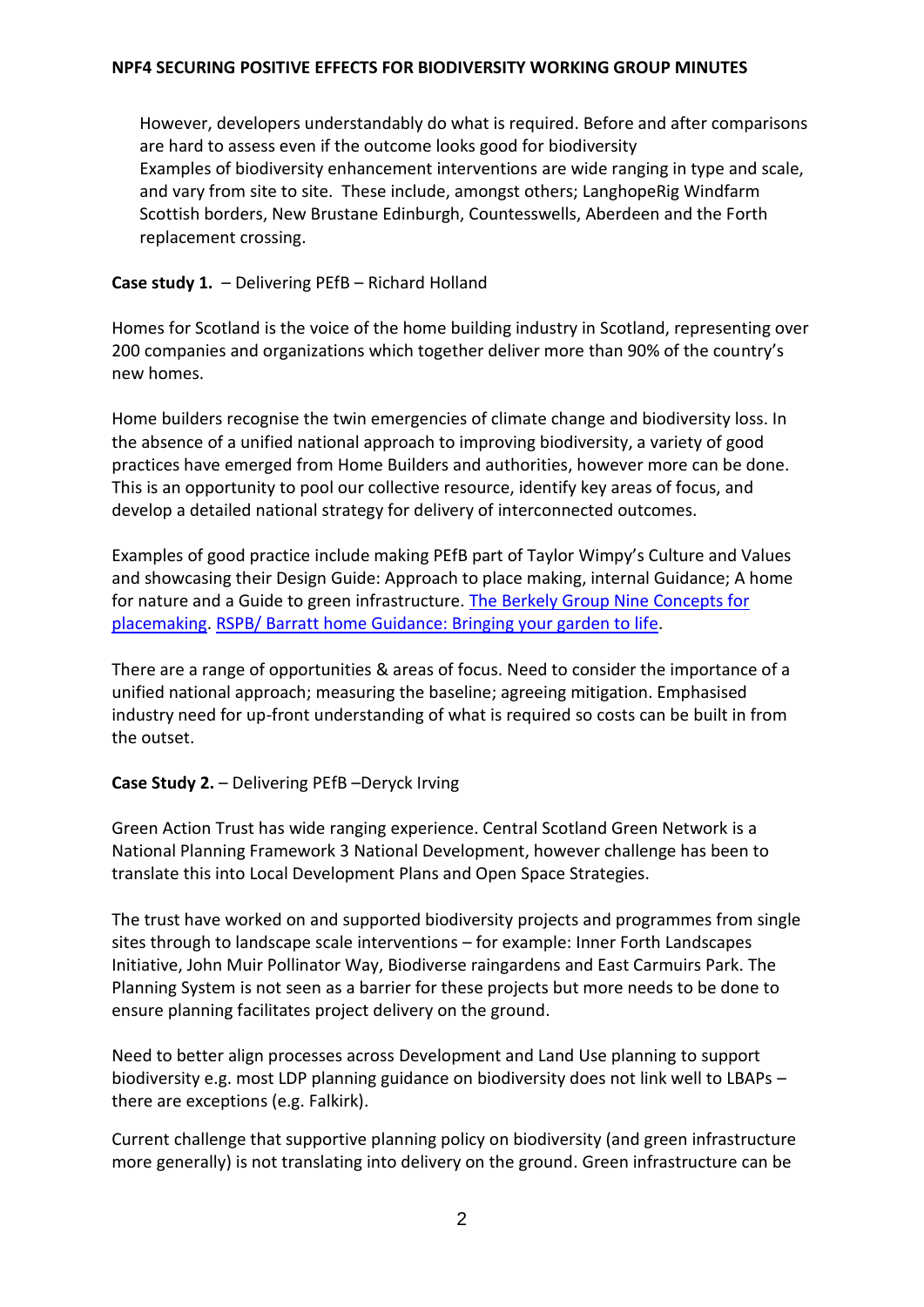However, developers understandably do what is required. Before and after comparisons are hard to assess even if the outcome looks good for biodiversity
Examples of biodiversity enhancement interventions are wide ranging in type and scale, and vary from site to site. These include, amongst others; LanghopeRig Windfarm Scottish borders, New Brustane Edinburgh, Countesswells, Aberdeen and the Forth replacement crossing.

**Case study 1.** – Delivering PEfB – Richard Holland

Homes for Scotland is the voice of the home building industry in Scotland, representing over 200 companies and organizations which together deliver more than 90% of the country's new homes.

Home builders recognise the twin emergencies of climate change and biodiversity loss. In the absence of a unified national approach to improving biodiversity, a variety of good practices have emerged from Home Builders and authorities, however more can be done. This is an opportunity to pool our collective resource, identify key areas of focus, and develop a detailed national strategy for delivery of interconnected outcomes.

Examples of good practice include making PEfB part of Taylor Wimpy's Culture and Values and showcasing their Design Guide: Approach to place making, internal Guidance; A home for nature and a Guide to green infrastructure. The Berkely Group Nine Concepts for placemaking. RSPB/ Barratt home Guidance: Bringing your garden to life.

There are a range of opportunities & areas of focus. Need to consider the importance of a unified national approach; measuring the baseline; agreeing mitigation. Emphasised industry need for up-front understanding of what is required so costs can be built in from the outset.

**Case Study 2.** – Delivering PEfB –Deryck Irving

Green Action Trust has wide ranging experience. Central Scotland Green Network is a National Planning Framework 3 National Development, however challenge has been to translate this into Local Development Plans and Open Space Strategies.

The trust have worked on and supported biodiversity projects and programmes from single sites through to landscape scale interventions – for example: Inner Forth Landscapes Initiative, John Muir Pollinator Way, Biodiverse raingardens and East Carmuirs Park. The Planning System is not seen as a barrier for these projects but more needs to be done to ensure planning facilitates project delivery on the ground.

Need to better align processes across Development and Land Use planning to support biodiversity e.g. most LDP planning guidance on biodiversity does not link well to LBAPs – there are exceptions (e.g. Falkirk).

Current challenge that supportive planning policy on biodiversity (and green infrastructure more generally) is not translating into delivery on the ground. Green infrastructure can be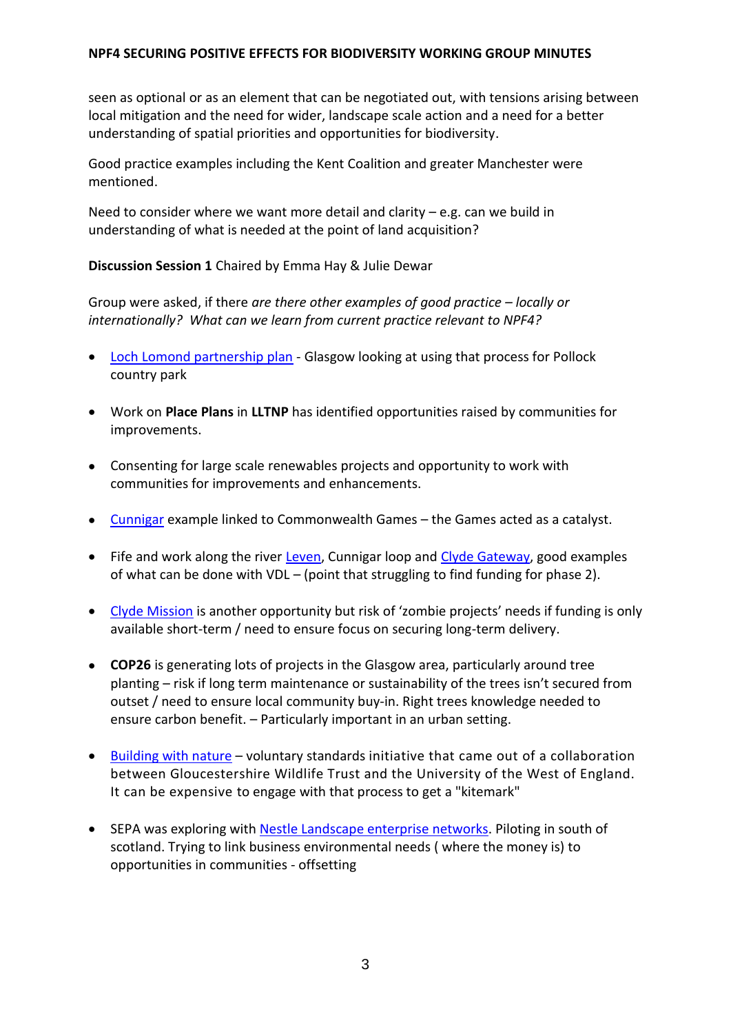seen as optional or as an element that can be negotiated out, with tensions arising between local mitigation and the need for wider, landscape scale action and a need for a better understanding of spatial priorities and opportunities for biodiversity.

Good practice examples including the Kent Coalition and greater Manchester were mentioned.

Need to consider where we want more detail and clarity – e.g. can we build in understanding of what is needed at the point of land acquisition?

**Discussion Session 1** Chaired by Emma Hay & Julie Dewar

Group were asked, if there *are there other examples of good practice – locally or internationally? What can we learn from current practice relevant to NPF4?*

- Loch Lomond partnership plan - Glasgow looking at using that process for Pollock country park

- Work on **Place Plans** in **LLTNP** has identified opportunities raised by communities for improvements.

- Consenting for large scale renewables projects and opportunity to work with communities for improvements and enhancements.

- Cunnigar example linked to Commonwealth Games – the Games acted as a catalyst.

- Fife and work along the river Leven, Cunnigar loop and Clyde Gateway, good examples of what can be done with VDL – (point that struggling to find funding for phase 2).

- Clyde Mission is another opportunity but risk of 'zombie projects' needs if funding is only available short-term / need to ensure focus on securing long-term delivery.

- **COP26** is generating lots of projects in the Glasgow area, particularly around tree planting – risk if long term maintenance or sustainability of the trees isn't secured from outset / need to ensure local community buy-in. Right trees knowledge needed to ensure carbon benefit. – Particularly important in an urban setting.

- Building with nature – voluntary standards initiative that came out of a collaboration between Gloucestershire Wildlife Trust and the University of the West of England. It can be expensive to engage with that process to get a "kitemark"

- SEPA was exploring with Nestle Landscape enterprise networks. Piloting in south of scotland. Trying to link business environmental needs ( where the money is) to opportunities in communities - offsetting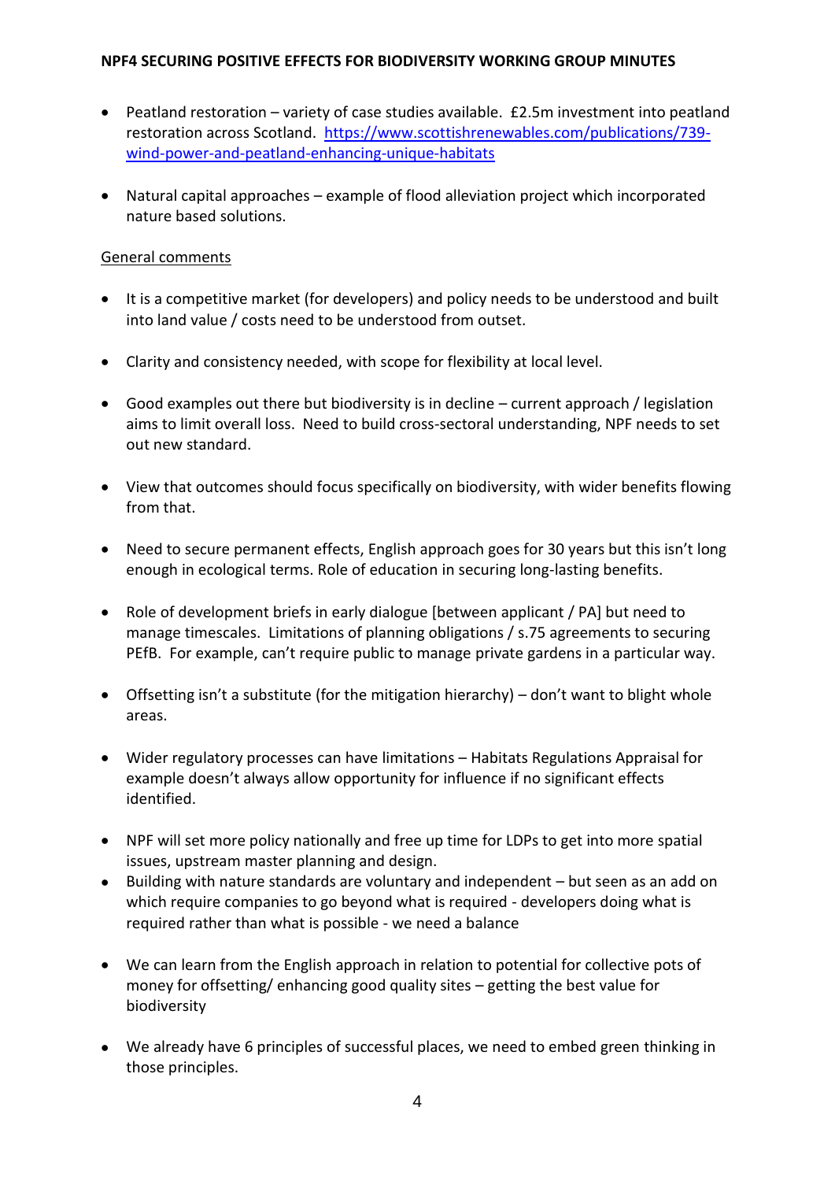- Peatland restoration – variety of case studies available. £2.5m investment into peatland restoration across Scotland. https://www.scottishrenewables.com/publications/739-wind-power-and-peatland-enhancing-unique-habitats

- Natural capital approaches – example of flood alleviation project which incorporated nature based solutions.

General comments

- It is a competitive market (for developers) and policy needs to be understood and built into land value / costs need to be understood from outset.

- Clarity and consistency needed, with scope for flexibility at local level.

- Good examples out there but biodiversity is in decline – current approach / legislation aims to limit overall loss. Need to build cross-sectoral understanding, NPF needs to set out new standard.

- View that outcomes should focus specifically on biodiversity, with wider benefits flowing from that.

- Need to secure permanent effects, English approach goes for 30 years but this isn't long enough in ecological terms. Role of education in securing long-lasting benefits.

- Role of development briefs in early dialogue [between applicant / PA] but need to manage timescales. Limitations of planning obligations / s.75 agreements to securing PEfB. For example, can't require public to manage private gardens in a particular way.

- Offsetting isn't a substitute (for the mitigation hierarchy) – don't want to blight whole areas.

- Wider regulatory processes can have limitations – Habitats Regulations Appraisal for example doesn't always allow opportunity for influence if no significant effects identified.

- NPF will set more policy nationally and free up time for LDPs to get into more spatial issues, upstream master planning and design.
- Building with nature standards are voluntary and independent – but seen as an add on which require companies to go beyond what is required - developers doing what is required rather than what is possible - we need a balance

- We can learn from the English approach in relation to potential for collective pots of money for offsetting/ enhancing good quality sites – getting the best value for biodiversity

- We already have 6 principles of successful places, we need to embed green thinking in those principles.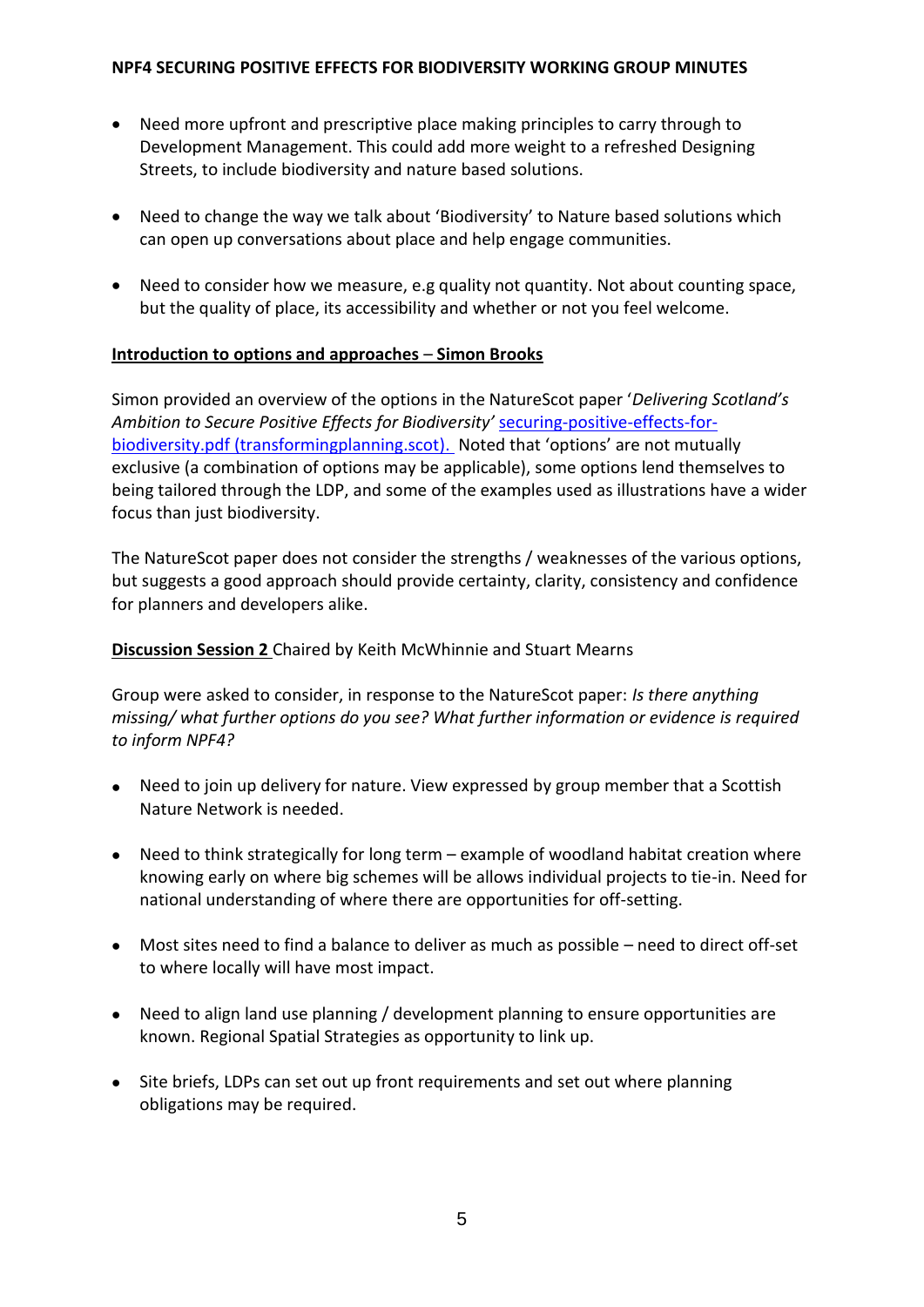- Need more upfront and prescriptive place making principles to carry through to Development Management. This could add more weight to a refreshed Designing Streets, to include biodiversity and nature based solutions.
- Need to change the way we talk about 'Biodiversity' to Nature based solutions which can open up conversations about place and help engage communities.
- Need to consider how we measure, e.g quality not quantity. Not about counting space, but the quality of place, its accessibility and whether or not you feel welcome.

**<u>Introduction to options and approaches – Simon Brooks</u>**

Simon provided an overview of the options in the NatureScot paper '*Delivering Scotland's Ambition to Secure Positive Effects for Biodiversity*' [securing-positive-effects-for-biodiversity.pdf (transformingplanning.scot).](securing-positive-effects-for-biodiversity.pdf) Noted that 'options' are not mutually exclusive (a combination of options may be applicable), some options lend themselves to being tailored through the LDP, and some of the examples used as illustrations have a wider focus than just biodiversity.

The NatureScot paper does not consider the strengths / weaknesses of the various options, but suggests a good approach should provide certainty, clarity, consistency and confidence for planners and developers alike.

**<u>Discussion Session 2</u>** Chaired by Keith McWhinnie and Stuart Mearns

Group were asked to consider, in response to the NatureScot paper: *Is there anything missing/ what further options do you see? What further information or evidence is required to inform NPF4?*

- Need to join up delivery for nature. View expressed by group member that a Scottish Nature Network is needed.
- Need to think strategically for long term – example of woodland habitat creation where knowing early on where big schemes will be allows individual projects to tie-in. Need for national understanding of where there are opportunities for off-setting.
- Most sites need to find a balance to deliver as much as possible – need to direct off-set to where locally will have most impact.
- Need to align land use planning / development planning to ensure opportunities are known. Regional Spatial Strategies as opportunity to link up.
- Site briefs, LDPs can set out up front requirements and set out where planning obligations may be required.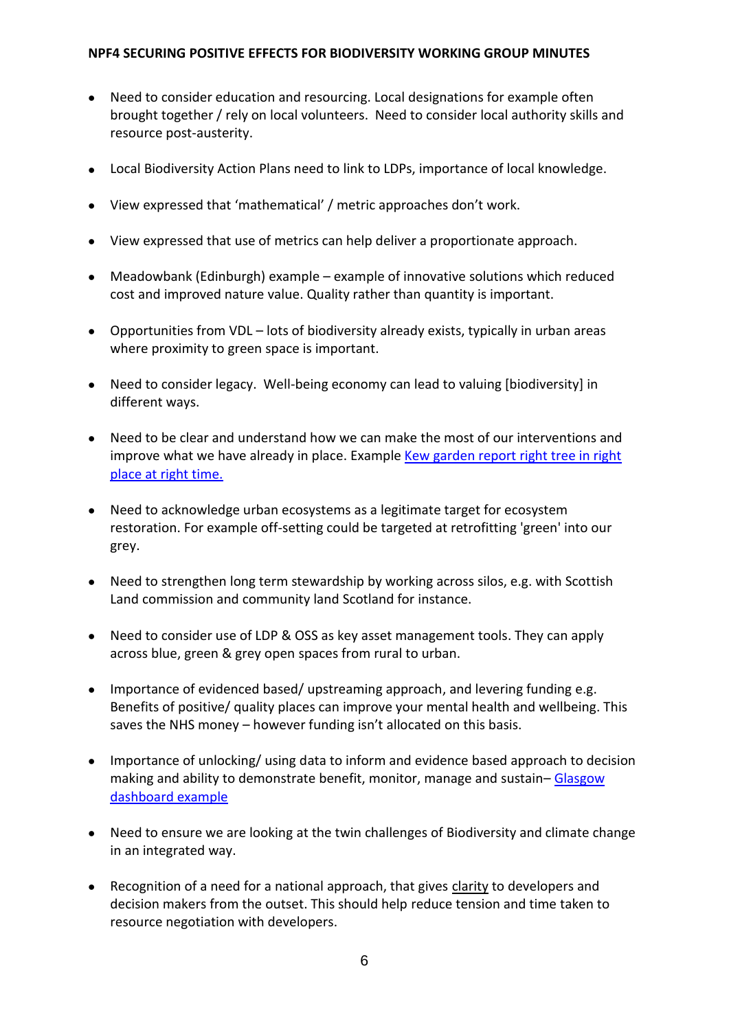- Need to consider education and resourcing. Local designations for example often brought together / rely on local volunteers. Need to consider local authority skills and resource post-austerity.

- Local Biodiversity Action Plans need to link to LDPs, importance of local knowledge.

- View expressed that 'mathematical' / metric approaches don't work.

- View expressed that use of metrics can help deliver a proportionate approach.

- Meadowbank (Edinburgh) example – example of innovative solutions which reduced cost and improved nature value. Quality rather than quantity is important.

- Opportunities from VDL – lots of biodiversity already exists, typically in urban areas where proximity to green space is important.

- Need to consider legacy. Well-being economy can lead to valuing [biodiversity] in different ways.

- Need to be clear and understand how we can make the most of our interventions and improve what we have already in place. Example Kew garden report right tree in right place at right time.

- Need to acknowledge urban ecosystems as a legitimate target for ecosystem restoration. For example off-setting could be targeted at retrofitting 'green' into our grey.

- Need to strengthen long term stewardship by working across silos, e.g. with Scottish Land commission and community land Scotland for instance.

- Need to consider use of LDP & OSS as key asset management tools. They can apply across blue, green & grey open spaces from rural to urban.

- Importance of evidenced based/ upstreaming approach, and levering funding e.g. Benefits of positive/ quality places can improve your mental health and wellbeing. This saves the NHS money – however funding isn't allocated on this basis.

- Importance of unlocking/ using data to inform and evidence based approach to decision making and ability to demonstrate benefit, monitor, manage and sustain– Glasgow dashboard example

- Need to ensure we are looking at the twin challenges of Biodiversity and climate change in an integrated way.

- Recognition of a need for a national approach, that gives clarity to developers and decision makers from the outset. This should help reduce tension and time taken to resource negotiation with developers.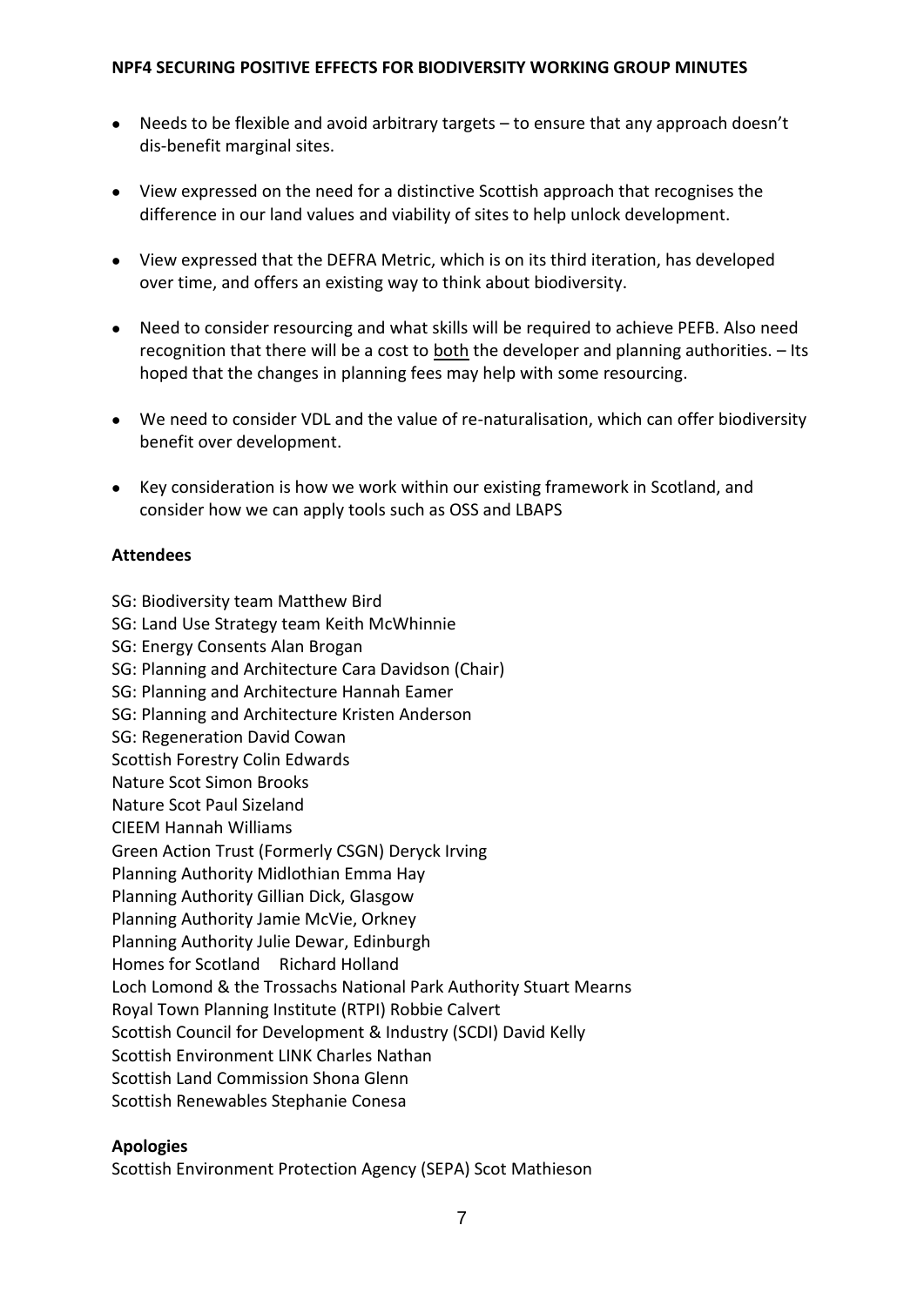- Needs to be flexible and avoid arbitrary targets – to ensure that any approach doesn't dis-benefit marginal sites.

- View expressed on the need for a distinctive Scottish approach that recognises the difference in our land values and viability of sites to help unlock development.

- View expressed that the DEFRA Metric, which is on its third iteration, has developed over time, and offers an existing way to think about biodiversity.

- Need to consider resourcing and what skills will be required to achieve PEFB. Also need recognition that there will be a cost to both the developer and planning authorities. – Its hoped that the changes in planning fees may help with some resourcing.

- We need to consider VDL and the value of re-naturalisation, which can offer biodiversity benefit over development.

- Key consideration is how we work within our existing framework in Scotland, and consider how we can apply tools such as OSS and LBAPS

**Attendees**

SG: Biodiversity team Matthew Bird
SG: Land Use Strategy team Keith McWhinnie
SG: Energy Consents Alan Brogan
SG: Planning and Architecture Cara Davidson (Chair)
SG: Planning and Architecture Hannah Eamer
SG: Planning and Architecture Kristen Anderson
SG: Regeneration David Cowan
Scottish Forestry Colin Edwards
Nature Scot Simon Brooks
Nature Scot Paul Sizeland
CIEEM Hannah Williams
Green Action Trust (Formerly CSGN) Deryck Irving
Planning Authority Midlothian Emma Hay
Planning Authority Gillian Dick, Glasgow
Planning Authority Jamie McVie, Orkney
Planning Authority Julie Dewar, Edinburgh
Homes for Scotland Richard Holland
Loch Lomond & the Trossachs National Park Authority Stuart Mearns
Royal Town Planning Institute (RTPI) Robbie Calvert
Scottish Council for Development & Industry (SCDI) David Kelly
Scottish Environment LINK Charles Nathan
Scottish Land Commission Shona Glenn
Scottish Renewables Stephanie Conesa

**Apologies**

Scottish Environment Protection Agency (SEPA) Scot Mathieson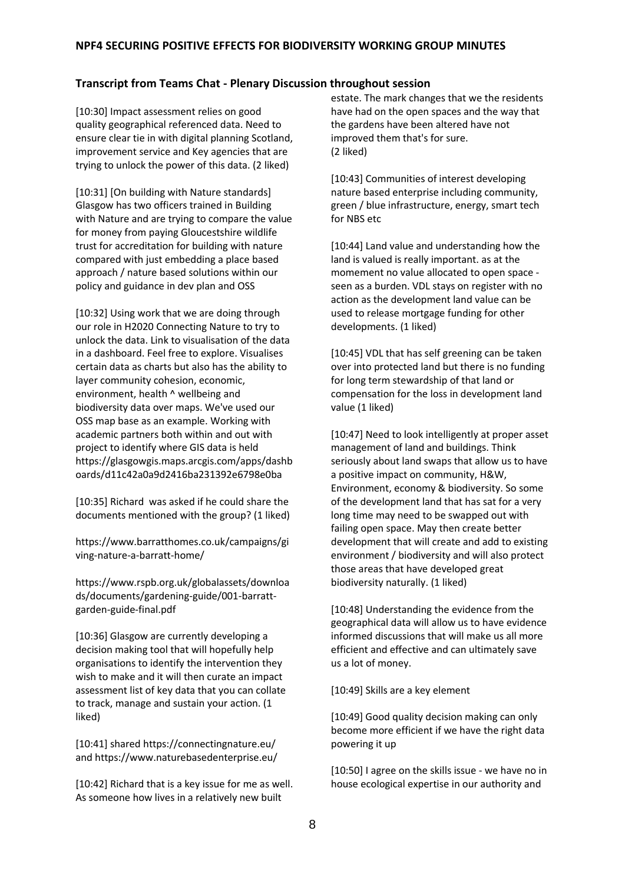## Transcript from Teams Chat - Plenary Discussion throughout session

[10:30] Impact assessment relies on good quality geographical referenced data. Need to ensure clear tie in with digital planning Scotland, improvement service and Key agencies that are trying to unlock the power of this data. (2 liked)

[10:31] [On building with Nature standards] Glasgow has two officers trained in Building with Nature and are trying to compare the value for money from paying Gloucestshire wildlife trust for accreditation for building with nature compared with just embedding a place based approach / nature based solutions within our policy and guidance in dev plan and OSS

[10:32] Using work that we are doing through our role in H2020 Connecting Nature to try to unlock the data. Link to visualisation of the data in a dashboard. Feel free to explore. Visualises certain data as charts but also has the ability to layer community cohesion, economic, environment, health ^ wellbeing and biodiversity data over maps. We've used our OSS map base as an example. Working with academic partners both within and out with project to identify where GIS data is held https://glasgowgis.maps.arcgis.com/apps/dashboards/d11c42a0a9d2416ba231392e6798e0ba

[10:35] Richard was asked if he could share the documents mentioned with the group? (1 liked)

https://www.barratthomes.co.uk/campaigns/giving-nature-a-barratt-home/

https://www.rspb.org.uk/globalassets/downloads/documents/gardening-guide/001-barratt-garden-guide-final.pdf

[10:36] Glasgow are currently developing a decision making tool that will hopefully help organisations to identify the intervention they wish to make and it will then curate an impact assessment list of key data that you can collate to track, manage and sustain your action. (1 liked)

[10:41] shared https://connectingnature.eu/ and https://www.naturebasedenterprise.eu/

[10:42] Richard that is a key issue for me as well. As someone how lives in a relatively new built estate. The mark changes that we the residents have had on the open spaces and the way that the gardens have been altered have not improved them that's for sure. (2 liked)

[10:43] Communities of interest developing nature based enterprise including community, green / blue infrastructure, energy, smart tech for NBS etc

[10:44] Land value and understanding how the land is valued is really important. as at the momement no value allocated to open space - seen as a burden. VDL stays on register with no action as the development land value can be used to release mortgage funding for other developments. (1 liked)

[10:45] VDL that has self greening can be taken over into protected land but there is no funding for long term stewardship of that land or compensation for the loss in development land value (1 liked)

[10:47] Need to look intelligently at proper asset management of land and buildings. Think seriously about land swaps that allow us to have a positive impact on community, H&W, Environment, economy & biodiversity. So some of the development land that has sat for a very long time may need to be swapped out with failing open space. May then create better development that will create and add to existing environment / biodiversity and will also protect those areas that have developed great biodiversity naturally. (1 liked)

[10:48] Understanding the evidence from the geographical data will allow us to have evidence informed discussions that will make us all more efficient and effective and can ultimately save us a lot of money.

[10:49] Skills are a key element

[10:49] Good quality decision making can only become more efficient if we have the right data powering it up

[10:50] I agree on the skills issue - we have no in house ecological expertise in our authority and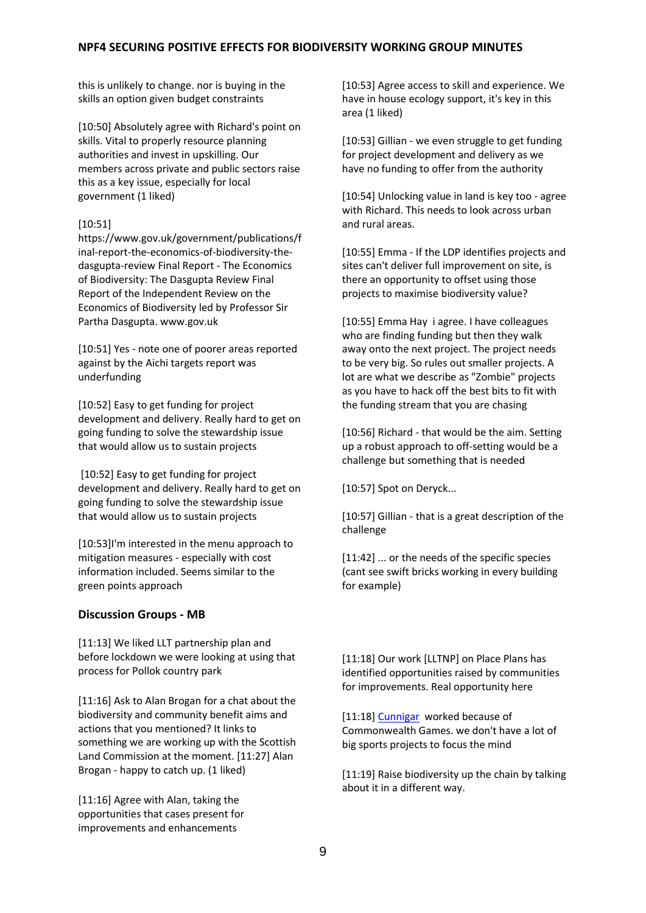this is unlikely to change. nor is buying in the skills an option given budget constraints

[10:50] Absolutely agree with Richard's point on skills. Vital to properly resource planning authorities and invest in upskilling. Our members across private and public sectors raise this as a key issue, especially for local government (1 liked)

[10:51] https://www.gov.uk/government/publications/final-report-the-economics-of-biodiversity-the-dasgupta-review Final Report - The Economics of Biodiversity: The Dasgupta Review Final Report of the Independent Review on the Economics of Biodiversity led by Professor Sir Partha Dasgupta. www.gov.uk

[10:51] Yes - note one of poorer areas reported against by the Aichi targets report was underfunding

[10:52] Easy to get funding for project development and delivery. Really hard to get on going funding to solve the stewardship issue that would allow us to sustain projects

[10:52] Easy to get funding for project development and delivery. Really hard to get on going funding to solve the stewardship issue that would allow us to sustain projects

[10:53]I'm interested in the menu approach to mitigation measures - especially with cost information included. Seems similar to the green points approach

[10:53] Agree access to skill and experience. We have in house ecology support, it's key in this area (1 liked)

[10:53] Gillian - we even struggle to get funding for project development and delivery as we have no funding to offer from the authority

[10:54] Unlocking value in land is key too - agree with Richard. This needs to look across urban and rural areas.

[10:55] Emma - If the LDP identifies projects and sites can't deliver full improvement on site, is there an opportunity to offset using those projects to maximise biodiversity value?

[10:55] Emma Hay i agree. I have colleagues who are finding funding but then they walk away onto the next project. The project needs to be very big. So rules out smaller projects. A lot are what we describe as "Zombie" projects as you have to hack off the best bits to fit with the funding stream that you are chasing

[10:56] Richard - that would be the aim. Setting up a robust approach to off-setting would be a challenge but something that is needed

[10:57] Spot on Deryck...

[10:57] Gillian - that is a great description of the challenge

[11:42] ... or the needs of the specific species (cant see swift bricks working in every building for example)

## Discussion Groups - MB

[11:13] We liked LLT partnership plan and before lockdown we were looking at using that process for Pollok country park

[11:16] Ask to Alan Brogan for a chat about the biodiversity and community benefit aims and actions that you mentioned? It links to something we are working up with the Scottish Land Commission at the moment. [11:27] Alan Brogan - happy to catch up. (1 liked)

[11:16] Agree with Alan, taking the opportunities that cases present for improvements and enhancements

[11:18] Our work [LLTNP] on Place Plans has identified opportunities raised by communities for improvements. Real opportunity here

[11:18] Cunnigar worked because of Commonwealth Games. we don't have a lot of big sports projects to focus the mind

[11:19] Raise biodiversity up the chain by talking about it in a different way.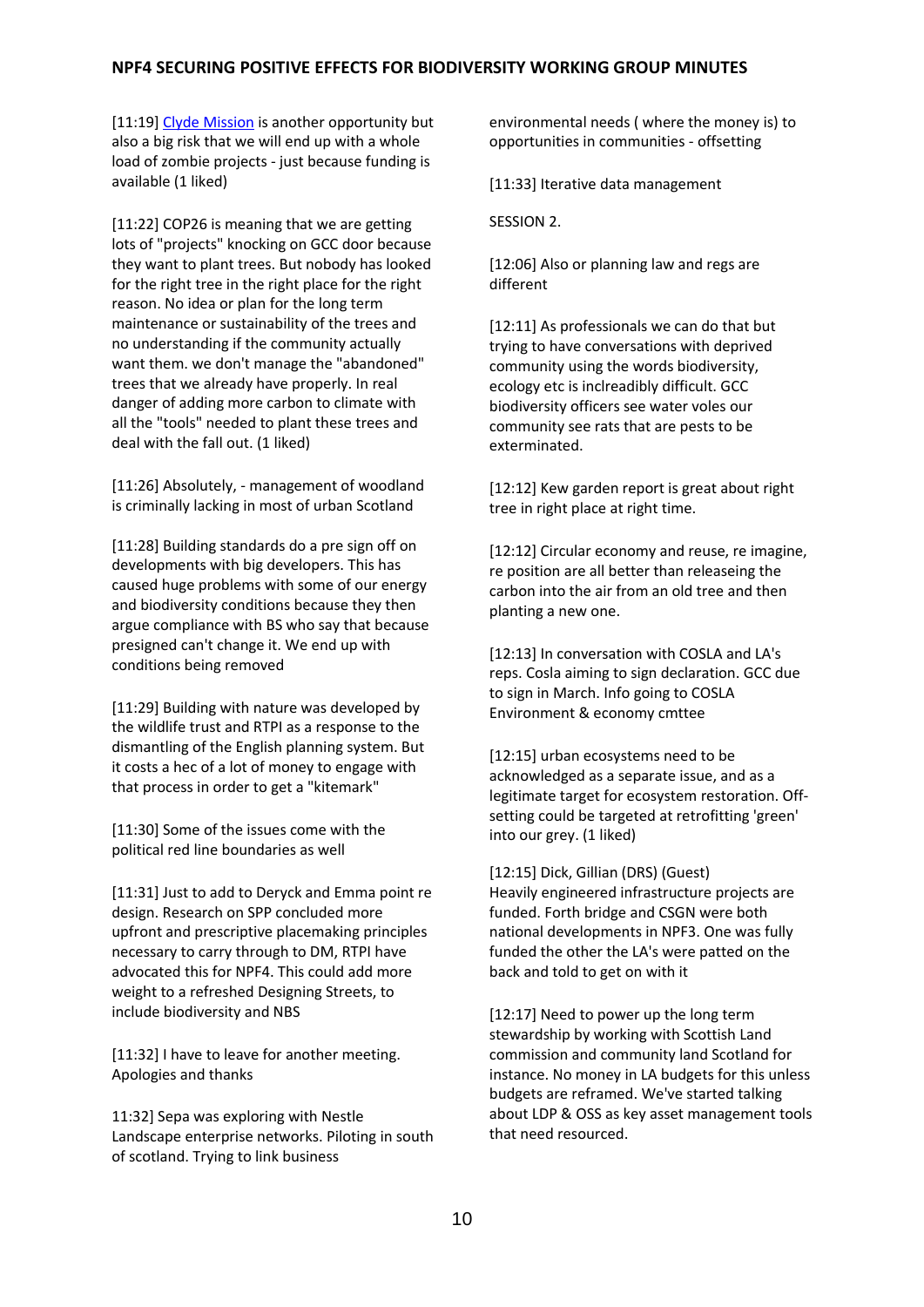[11:19] [Clyde Mission] is another opportunity but also a big risk that we will end up with a whole load of zombie projects - just because funding is available (1 liked)

[11:22] COP26 is meaning that we are getting lots of "projects" knocking on GCC door because they want to plant trees. But nobody has looked for the right tree in the right place for the right reason. No idea or plan for the long term maintenance or sustainability of the trees and no understanding if the community actually want them. we don't manage the "abandoned" trees that we already have properly. In real danger of adding more carbon to climate with all the "tools" needed to plant these trees and deal with the fall out. (1 liked)

[11:26] Absolutely, - management of woodland is criminally lacking in most of urban Scotland

[11:28] Building standards do a pre sign off on developments with big developers. This has caused huge problems with some of our energy and biodiversity conditions because they then argue compliance with BS who say that because presigned can't change it. We end up with conditions being removed

[11:29] Building with nature was developed by the wildlife trust and RTPI as a response to the dismantling of the English planning system. But it costs a hec of a lot of money to engage with that process in order to get a "kitemark"

[11:30] Some of the issues come with the political red line boundaries as well

[11:31] Just to add to Deryck and Emma point re design. Research on SPP concluded more upfront and prescriptive placemaking principles necessary to carry through to DM, RTPI have advocated this for NPF4. This could add more weight to a refreshed Designing Streets, to include biodiversity and NBS

[11:32] I have to leave for another meeting. Apologies and thanks

11:32] Sepa was exploring with Nestle Landscape enterprise networks. Piloting in south of scotland. Trying to link business environmental needs ( where the money is) to opportunities in communities - offsetting

[11:33] Iterative data management

SESSION 2.

[12:06] Also or planning law and regs are different

[12:11] As professionals we can do that but trying to have conversations with deprived community using the words biodiversity, ecology etc is inclreadibly difficult. GCC biodiversity officers see water voles our community see rats that are pests to be exterminated.

[12:12] Kew garden report is great about right tree in right place at right time.

[12:12] Circular economy and reuse, re imagine, re position are all better than releaseing the carbon into the air from an old tree and then planting a new one.

[12:13] In conversation with COSLA and LA's reps. Cosla aiming to sign declaration. GCC due to sign in March. Info going to COSLA Environment & economy cmttee

[12:15] urban ecosystems need to be acknowledged as a separate issue, and as a legitimate target for ecosystem restoration. Off-setting could be targeted at retrofitting 'green' into our grey. (1 liked)

[12:15] Dick, Gillian (DRS) (Guest)
Heavily engineered infrastructure projects are funded. Forth bridge and CSGN were both national developments in NPF3. One was fully funded the other the LA's were patted on the back and told to get on with it

[12:17] Need to power up the long term stewardship by working with Scottish Land commission and community land Scotland for instance. No money in LA budgets for this unless budgets are reframed. We've started talking about LDP & OSS as key asset management tools that need resourced.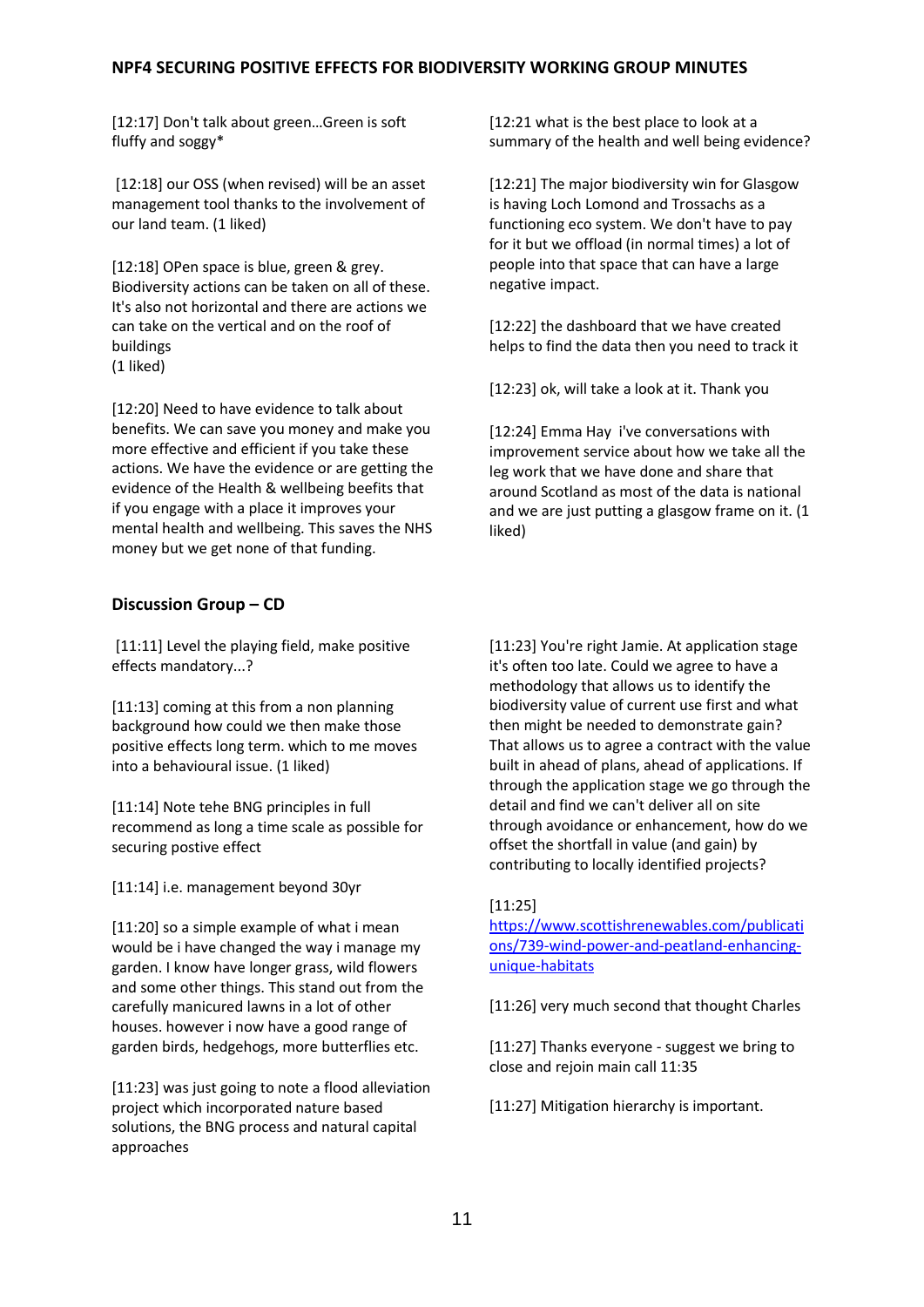[12:17] Don't talk about green…Green is soft fluffy and soggy*

[12:18] our OSS (when revised) will be an asset management tool thanks to the involvement of our land team. (1 liked)

[12:18] OPen space is blue, green & grey. Biodiversity actions can be taken on all of these. It's also not horizontal and there are actions we can take on the vertical and on the roof of buildings
(1 liked)

[12:20] Need to have evidence to talk about benefits. We can save you money and make you more effective and efficient if you take these actions. We have the evidence or are getting the evidence of the Health & wellbeing beefits that if you engage with a place it improves your mental health and wellbeing. This saves the NHS money but we get none of that funding.

[12:21 what is the best place to look at a summary of the health and well being evidence?

[12:21] The major biodiversity win for Glasgow is having Loch Lomond and Trossachs as a functioning eco system. We don't have to pay for it but we offload (in normal times) a lot of people into that space that can have a large negative impact.

[12:22] the dashboard that we have created helps to find the data then you need to track it

[12:23] ok, will take a look at it. Thank you

[12:24] Emma Hay i've conversations with improvement service about how we take all the leg work that we have done and share that around Scotland as most of the data is national and we are just putting a glasgow frame on it. (1 liked)

## Discussion Group – CD

[11:11] Level the playing field, make positive effects mandatory...?

[11:13] coming at this from a non planning background how could we then make those positive effects long term. which to me moves into a behavioural issue. (1 liked)

[11:14] Note tehe BNG principles in full recommend as long a time scale as possible for securing postive effect

[11:14] i.e. management beyond 30yr

[11:20] so a simple example of what i mean would be i have changed the way i manage my garden. I know have longer grass, wild flowers and some other things. This stand out from the carefully manicured lawns in a lot of other houses. however i now have a good range of garden birds, hedgehogs, more butterflies etc.

[11:23] was just going to note a flood alleviation project which incorporated nature based solutions, the BNG process and natural capital approaches

[11:23] You're right Jamie. At application stage it's often too late. Could we agree to have a methodology that allows us to identify the biodiversity value of current use first and what then might be needed to demonstrate gain? That allows us to agree a contract with the value built in ahead of plans, ahead of applications. If through the application stage we go through the detail and find we can't deliver all on site through avoidance or enhancement, how do we offset the shortfall in value (and gain) by contributing to locally identified projects?

[11:25] https://www.scottishrenewables.com/publications/739-wind-power-and-peatland-enhancing-unique-habitats

[11:26] very much second that thought Charles

[11:27] Thanks everyone - suggest we bring to close and rejoin main call 11:35

[11:27] Mitigation hierarchy is important.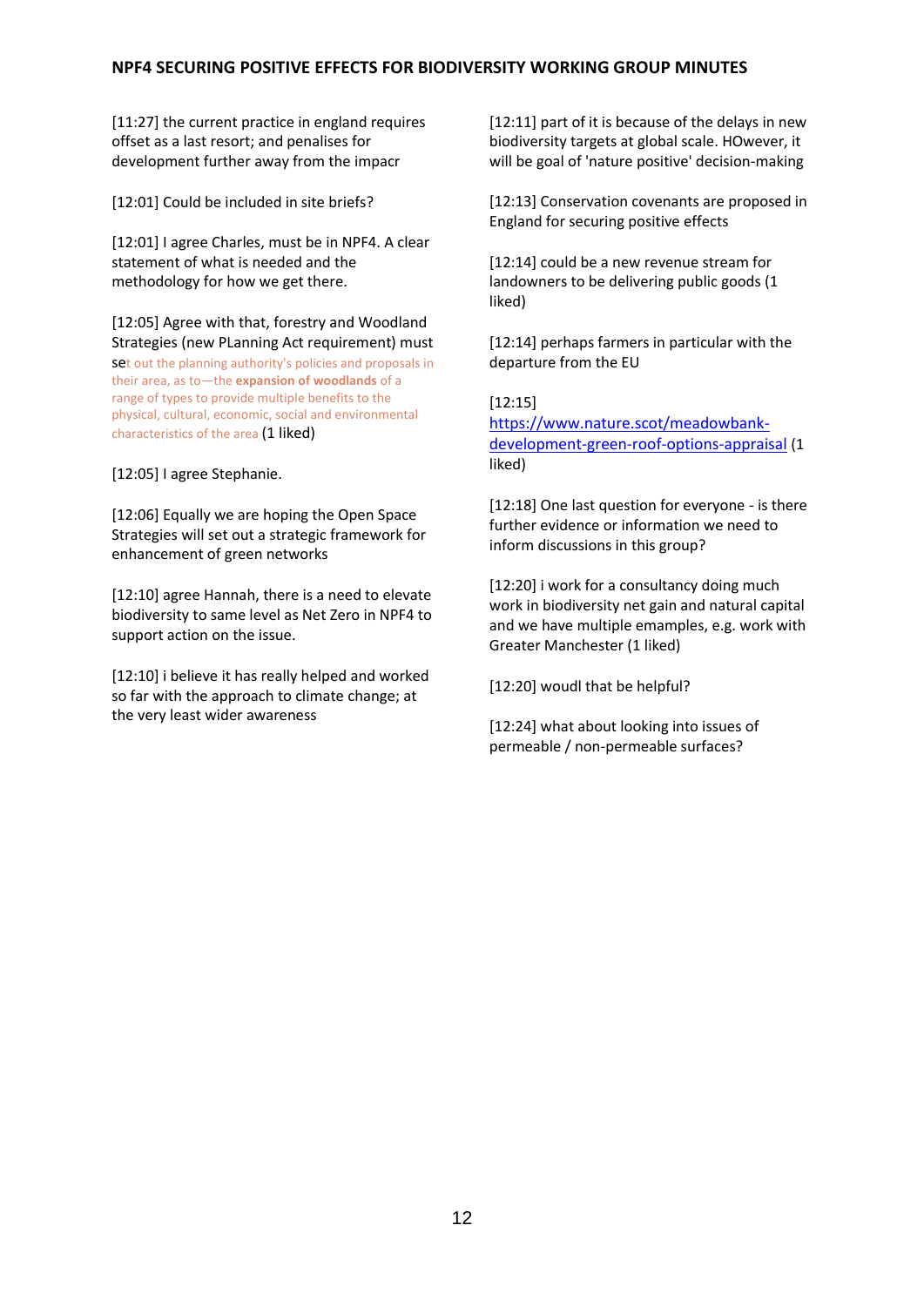[11:27] the current practice in england requires offset as a last resort; and penalises for development further away from the impacr

[12:01] Could be included in site briefs?

[12:01] I agree Charles, must be in NPF4. A clear statement of what is needed and the methodology for how we get there.

[12:05] Agree with that, forestry and Woodland Strategies (new PLanning Act requirement) must set out the planning authority's policies and proposals in their area, as to—the **expansion of woodlands** of a range of types to provide multiple benefits to the physical, cultural, economic, social and environmental characteristics of the area (1 liked)

[12:05] I agree Stephanie.

[12:06] Equally we are hoping the Open Space Strategies will set out a strategic framework for enhancement of green networks

[12:10] agree Hannah, there is a need to elevate biodiversity to same level as Net Zero in NPF4 to support action on the issue.

[12:10] i believe it has really helped and worked so far with the approach to climate change; at the very least wider awareness

[12:11] part of it is because of the delays in new biodiversity targets at global scale. HOwever, it will be goal of 'nature positive' decision-making

[12:13] Conservation covenants are proposed in England for securing positive effects

[12:14] could be a new revenue stream for landowners to be delivering public goods (1 liked)

[12:14] perhaps farmers in particular with the departure from the EU

[12:15] https://www.nature.scot/meadowbank-development-green-roof-options-appraisal (1 liked)

[12:18] One last question for everyone - is there further evidence or information we need to inform discussions in this group?

[12:20] i work for a consultancy doing much work in biodiversity net gain and natural capital and we have multiple emamples, e.g. work with Greater Manchester (1 liked)

[12:20] woudl that be helpful?

[12:24] what about looking into issues of permeable / non-permeable surfaces?